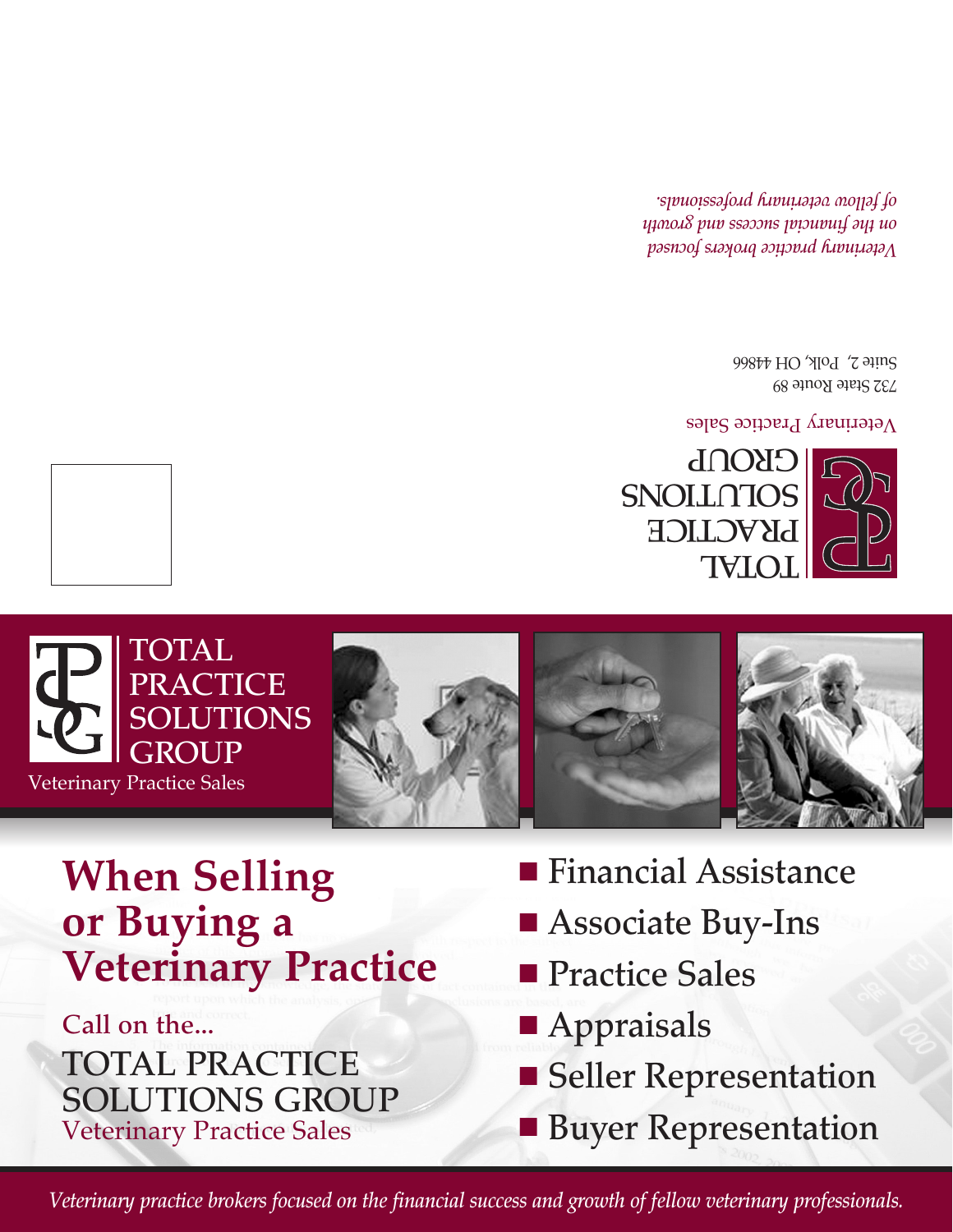TOTAL PRACTICE SOLUTIONS GROUP

Veterinary Practice Sales

732 State Route 89
Suite 2, Polk, OH 44866

*Veterinary practice brokers focused on the financial success and growth of fellow veterinary professionals.*

TOTAL PRACTICE SOLUTIONS GROUP

Veterinary Practice Sales

# When Selling or Buying a Veterinary Practice

Call on the...

TOTAL PRACTICE SOLUTIONS GROUP

Veterinary Practice Sales

- Financial Assistance
- Associate Buy-Ins
- Practice Sales
- Appraisals
- Seller Representation
- Buyer Representation

*Veterinary practice brokers focused on the financial success and growth of fellow veterinary professionals.*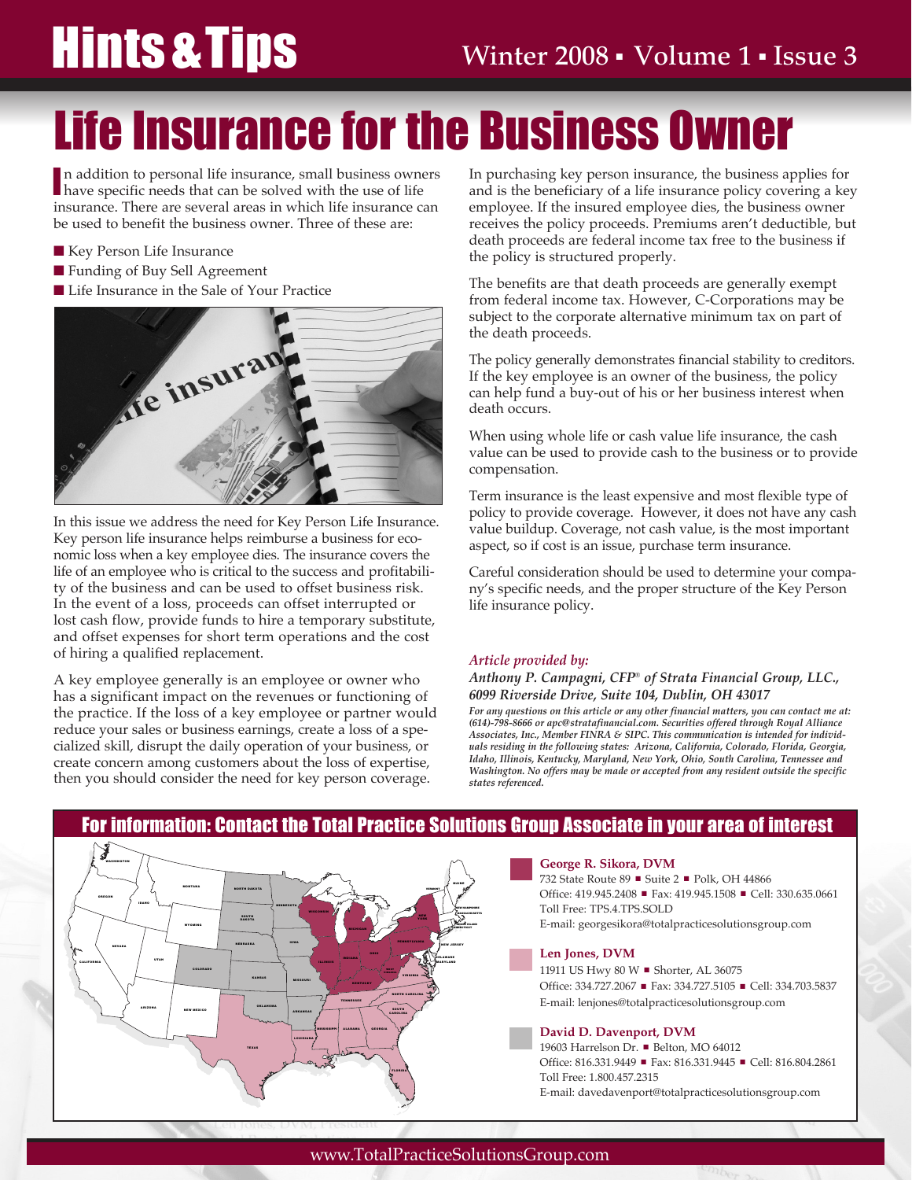# Hints & Tips

Winter 2008 ▪ Volume 1 ▪ Issue 3

# Life Insurance for the Business Owner

In addition to personal life insurance, small business owners have specific needs that can be solved with the use of life insurance. There are several areas in which life insurance can be used to benefit the business owner. Three of these are:

- Key Person Life Insurance
- Funding of Buy Sell Agreement
- Life Insurance in the Sale of Your Practice

In this issue we address the need for Key Person Life Insurance. Key person life insurance helps reimburse a business for economic loss when a key employee dies. The insurance covers the life of an employee who is critical to the success and profitability of the business and can be used to offset business risk. In the event of a loss, proceeds can offset interrupted or lost cash flow, provide funds to hire a temporary substitute, and offset expenses for short term operations and the cost of hiring a qualified replacement.

A key employee generally is an employee or owner who has a significant impact on the revenues or functioning of the practice. If the loss of a key employee or partner would reduce your sales or business earnings, create a loss of a specialized skill, disrupt the daily operation of your business, or create concern among customers about the loss of expertise, then you should consider the need for key person coverage.

In purchasing key person insurance, the business applies for and is the beneficiary of a life insurance policy covering a key employee. If the insured employee dies, the business owner receives the policy proceeds. Premiums aren't deductible, but death proceeds are federal income tax free to the business if the policy is structured properly.

The benefits are that death proceeds are generally exempt from federal income tax. However, C-Corporations may be subject to the corporate alternative minimum tax on part of the death proceeds.

The policy generally demonstrates financial stability to creditors. If the key employee is an owner of the business, the policy can help fund a buy-out of his or her business interest when death occurs.

When using whole life or cash value life insurance, the cash value can be used to provide cash to the business or to provide compensation.

Term insurance is the least expensive and most flexible type of policy to provide coverage. However, it does not have any cash value buildup. Coverage, not cash value, is the most important aspect, so if cost is an issue, purchase term insurance.

Careful consideration should be used to determine your company's specific needs, and the proper structure of the Key Person life insurance policy.

*Article provided by:*

***Anthony P. Campagni, CFP® of Strata Financial Group, LLC., 6099 Riverside Drive, Suite 104, Dublin, OH 43017***

***For any questions on this article or any other financial matters, you can contact me at: (614)-798-8666 or apc@stratafinancial.com. Securities offered through Royal Alliance Associates, Inc., Member FINRA & SIPC. This communication is intended for individuals residing in the following states: Arizona, California, Colorado, Florida, Georgia, Idaho, Illinois, Kentucky, Maryland, New York, Ohio, South Carolina, Tennessee and Washington. No offers may be made or accepted from any resident outside the specific states referenced.***

## For information: Contact the Total Practice Solutions Group Associate in your area of interest

**George R. Sikora, DVM**
732 State Route 89 ▪ Suite 2 ▪ Polk, OH 44866
Office: 419.945.2408 ▪ Fax: 419.945.1508 ▪ Cell: 330.635.0661
Toll Free: TPS.4.TPS.SOLD
E-mail: georgesikora@totalpracticesolutionsgroup.com

**Len Jones, DVM**
11911 US Hwy 80 W ▪ Shorter, AL 36075
Office: 334.727.2067 ▪ Fax: 334.727.5105 ▪ Cell: 334.703.5837
E-mail: lenjones@totalpracticesolutionsgroup.com

**David D. Davenport, DVM**
19603 Harrelson Dr. ▪ Belton, MO 64012
Office: 816.331.9449 ▪ Fax: 816.331.9445 ▪ Cell: 816.804.2861
Toll Free: 1.800.457.2315
E-mail: davedavenport@totalpracticesolutionsgroup.com

www.TotalPracticeSolutionsGroup.com